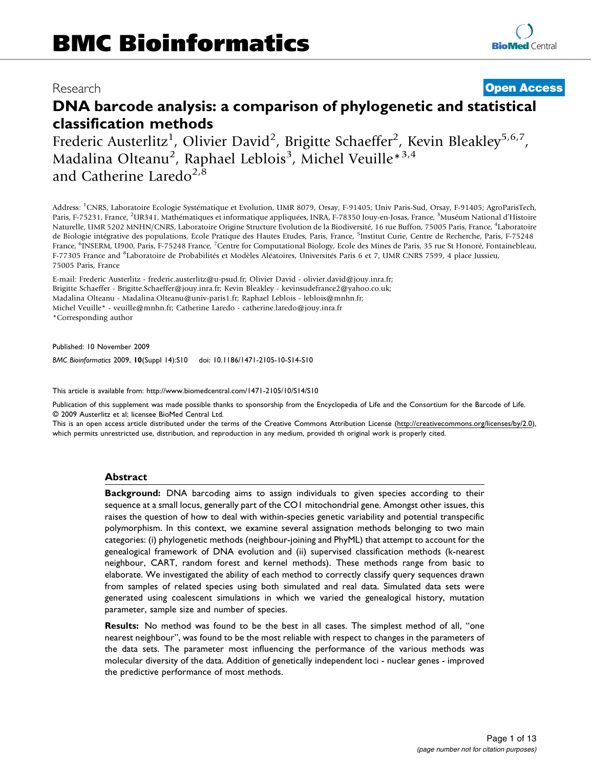# BMC Bioinformatics

Research

**Open Access**

# DNA barcode analysis: a comparison of phylogenetic and statistical classification methods

Frederic Austerlitz[1], Olivier David[2], Brigitte Schaeffer[2], Kevin Bleakley[5,6,7], Madalina Olteanu[2], Raphael Leblois[3], Michel Veuille*[3,4] and Catherine Laredo[2,8]

Address: [1]CNRS, Laboratoire Ecologie Systématique et Evolution, UMR 8079, Orsay, F-91405; Univ Paris-Sud, Orsay, F-91405; AgroParisTech, Paris, F-75231, France, [2]UR341, Mathématiques et informatique appliquées, INRA, F-78350 Jouy-en-Josas, France, [3]Muséum National d'Histoire Naturelle, UMR 5202 MNHN/CNRS, Laboratoire Origine Structure Evolution de la Biodiversité, 16 rue Buffon, 75005 Paris, France, [4]Laboratoire de Biologie intégrative des populations, Ecole Pratique des Hautes Etudes, Paris, France, [5]Institut Curie, Centre de Recherche, Paris, F-75248 France, [6]INSERM, U900, Paris, F-75248 France, [7]Centre for Computational Biology, Ecole des Mines de Paris, 35 rue St Honoré, Fontainebleau, F-77305 France and [8]Laboratoire de Probabilités et Modèles Aléatoires, Universités Paris 6 et 7, UMR CNRS 7599, 4 place Jussieu, 75005 Paris, France

E-mail: Frederic Austerlitz - frederic.austerlitz@u-psud.fr; Olivier David - olivier.david@jouy.inra.fr; Brigitte Schaeffer - Brigitte.Schaeffer@jouy.inra.fr; Kevin Bleakley - kevinsudefrance2@yahoo.co.uk; Madalina Olteanu - Madalina.Olteanu@univ-paris1.fr; Raphael Leblois - leblois@mnhn.fr; Michel Veuille* - veuille@mnhn.fr; Catherine Laredo - catherine.laredo@jouy.inra.fr
*Corresponding author

Published: 10 November 2009

*BMC Bioinformatics* 2009, **10**(Suppl 14):S10 doi: 10.1186/1471-2105-10-S14-S10

This article is available from: http://www.biomedcentral.com/1471-2105/10/S14/S10

Publication of this supplement was made possible thanks to sponsorship from the Encyclopedia of Life and the Consortium for the Barcode of Life.
© 2009 Austerlitz et al; licensee BioMed Central Ltd.
This is an open access article distributed under the terms of the Creative Commons Attribution License (http://creativecommons.org/licenses/by/2.0), which permits unrestricted use, distribution, and reproduction in any medium, provided th original work is properly cited.

## Abstract

**Background:** DNA barcoding aims to assign individuals to given species according to their sequence at a small locus, generally part of the CO1 mitochondrial gene. Amongst other issues, this raises the question of how to deal with within-species genetic variability and potential transpecific polymorphism. In this context, we examine several assignation methods belonging to two main categories: (i) phylogenetic methods (neighbour-joining and PhyML) that attempt to account for the genealogical framework of DNA evolution and (ii) supervised classification methods (k-nearest neighbour, CART, random forest and kernel methods). These methods range from basic to elaborate. We investigated the ability of each method to correctly classify query sequences drawn from samples of related species using both simulated and real data. Simulated data sets were generated using coalescent simulations in which we varied the genealogical history, mutation parameter, sample size and number of species.

**Results:** No method was found to be the best in all cases. The simplest method of all, "one nearest neighbour", was found to be the most reliable with respect to changes in the parameters of the data sets. The parameter most influencing the performance of the various methods was molecular diversity of the data. Addition of genetically independent loci - nuclear genes - improved the predictive performance of most methods.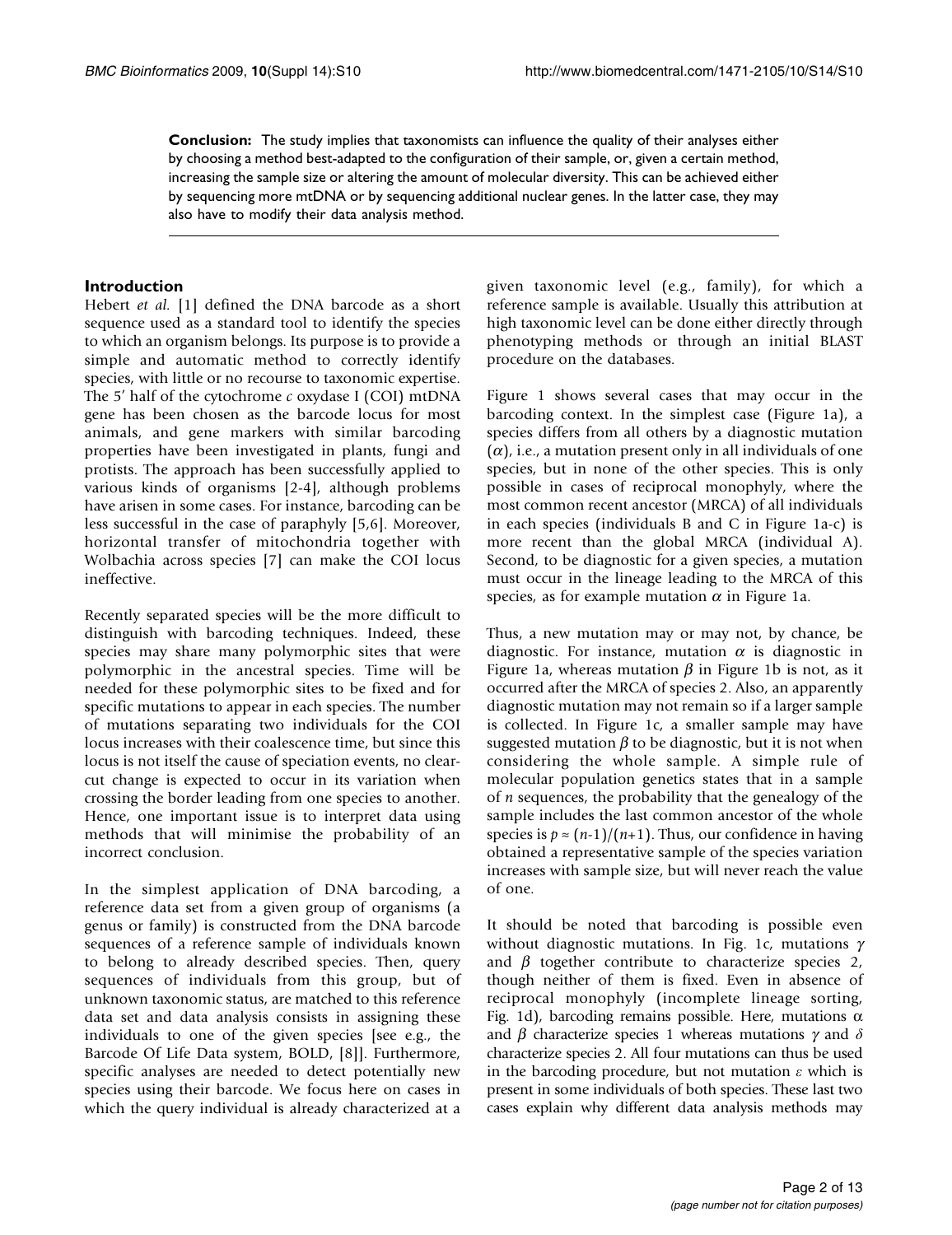**Conclusion:** The study implies that taxonomists can influence the quality of their analyses either by choosing a method best-adapted to the configuration of their sample, or, given a certain method, increasing the sample size or altering the amount of molecular diversity. This can be achieved either by sequencing more mtDNA or by sequencing additional nuclear genes. In the latter case, they may also have to modify their data analysis method.

## Introduction

Hebert *et al.* [1] defined the DNA barcode as a short sequence used as a standard tool to identify the species to which an organism belongs. Its purpose is to provide a simple and automatic method to correctly identify species, with little or no recourse to taxonomic expertise. The 5' half of the cytochrome *c* oxydase I (COI) mtDNA gene has been chosen as the barcode locus for most animals, and gene markers with similar barcoding properties have been investigated in plants, fungi and protists. The approach has been successfully applied to various kinds of organisms [2-4], although problems have arisen in some cases. For instance, barcoding can be less successful in the case of paraphyly [5,6]. Moreover, horizontal transfer of mitochondria together with Wolbachia across species [7] can make the COI locus ineffective.

Recently separated species will be the more difficult to distinguish with barcoding techniques. Indeed, these species may share many polymorphic sites that were polymorphic in the ancestral species. Time will be needed for these polymorphic sites to be fixed and for specific mutations to appear in each species. The number of mutations separating two individuals for the COI locus increases with their coalescence time, but since this locus is not itself the cause of speciation events, no clear-cut change is expected to occur in its variation when crossing the border leading from one species to another. Hence, one important issue is to interpret data using methods that will minimise the probability of an incorrect conclusion.

In the simplest application of DNA barcoding, a reference data set from a given group of organisms (a genus or family) is constructed from the DNA barcode sequences of a reference sample of individuals known to belong to already described species. Then, query sequences of individuals from this group, but of unknown taxonomic status, are matched to this reference data set and data analysis consists in assigning these individuals to one of the given species [see e.g., the Barcode Of Life Data system, BOLD, [8]]. Furthermore, specific analyses are needed to detect potentially new species using their barcode. We focus here on cases in which the query individual is already characterized at a given taxonomic level (e.g., family), for which a reference sample is available. Usually this attribution at high taxonomic level can be done either directly through phenotyping methods or through an initial BLAST procedure on the databases.

Figure 1 shows several cases that may occur in the barcoding context. In the simplest case (Figure 1a), a species differs from all others by a diagnostic mutation ($\alpha$), i.e., a mutation present only in all individuals of one species, but in none of the other species. This is only possible in cases of reciprocal monophyly, where the most common recent ancestor (MRCA) of all individuals in each species (individuals B and C in Figure 1a-c) is more recent than the global MRCA (individual A). Second, to be diagnostic for a given species, a mutation must occur in the lineage leading to the MRCA of this species, as for example mutation $\alpha$ in Figure 1a.

Thus, a new mutation may or may not, by chance, be diagnostic. For instance, mutation $\alpha$ is diagnostic in Figure 1a, whereas mutation $\beta$ in Figure 1b is not, as it occurred after the MRCA of species 2. Also, an apparently diagnostic mutation may not remain so if a larger sample is collected. In Figure 1c, a smaller sample may have suggested mutation $\beta$ to be diagnostic, but it is not when considering the whole sample. A simple rule of molecular population genetics states that in a sample of *n* sequences, the probability that the genealogy of the sample includes the last common ancestor of the whole species is $p \approx (n-1)/(n+1)$. Thus, our confidence in having obtained a representative sample of the species variation increases with sample size, but will never reach the value of one.

It should be noted that barcoding is possible even without diagnostic mutations. In Fig. 1c, mutations $\gamma$ and $\beta$ together contribute to characterize species 2, though neither of them is fixed. Even in absence of reciprocal monophyly (incomplete lineage sorting, Fig. 1d), barcoding remains possible. Here, mutations $\alpha$ and $\beta$ characterize species 1 whereas mutations $\gamma$ and $\delta$ characterize species 2. All four mutations can thus be used in the barcoding procedure, but not mutation $\varepsilon$ which is present in some individuals of both species. These last two cases explain why different data analysis methods may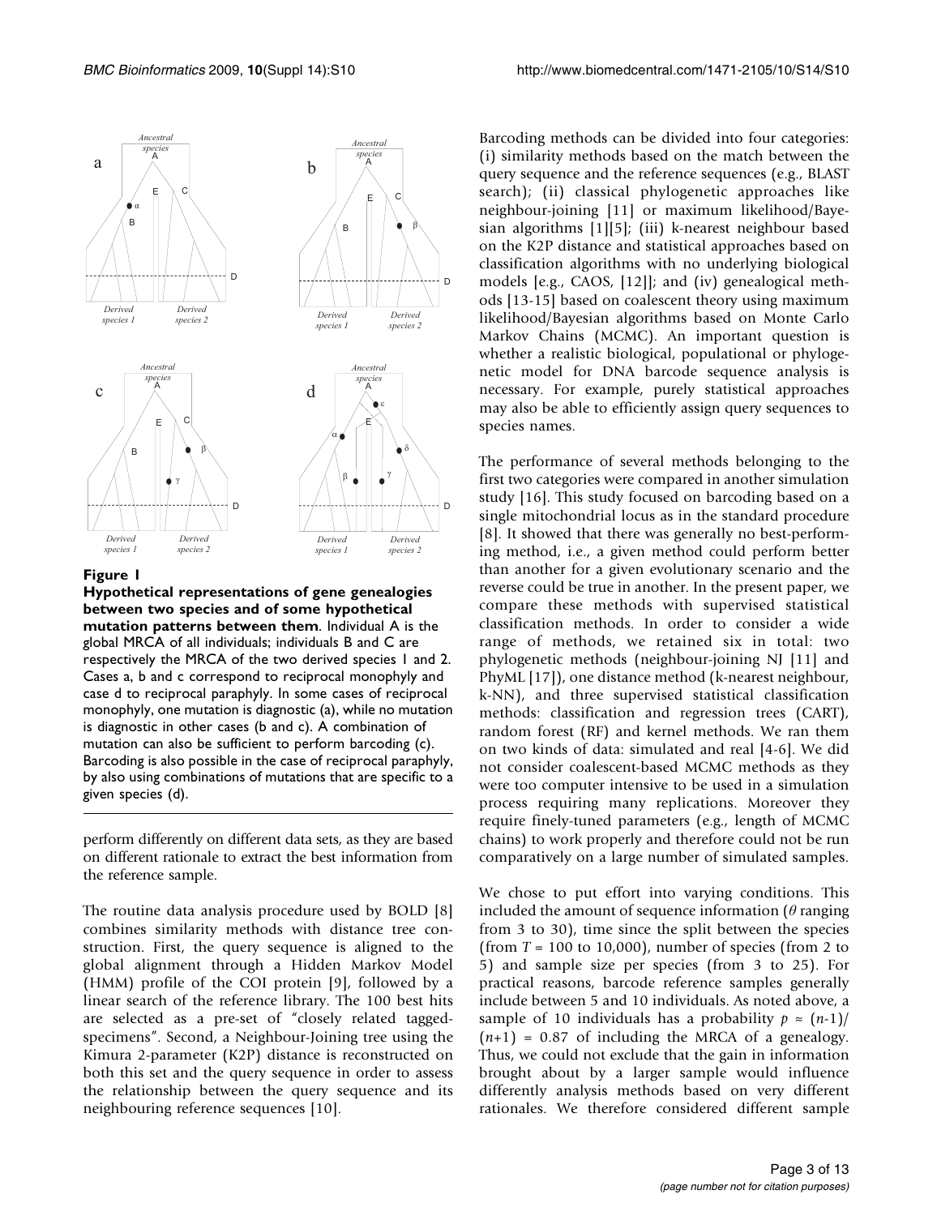**Figure 1**

**Hypothetical representations of gene genealogies between two species and of some hypothetical mutation patterns between them**. Individual A is the global MRCA of all individuals; individuals B and C are respectively the MRCA of the two derived species 1 and 2. Cases a, b and c correspond to reciprocal monophyly and case d to reciprocal paraphyly. In some cases of reciprocal monophyly, one mutation is diagnostic (a), while no mutation is diagnostic in other cases (b and c). A combination of mutation can also be sufficient to perform barcoding (c). Barcoding is also possible in the case of reciprocal paraphyly, by also using combinations of mutations that are specific to a given species (d).

perform differently on different data sets, as they are based on different rationale to extract the best information from the reference sample.

The routine data analysis procedure used by BOLD [8] combines similarity methods with distance tree construction. First, the query sequence is aligned to the global alignment through a Hidden Markov Model (HMM) profile of the COI protein [9], followed by a linear search of the reference library. The 100 best hits are selected as a pre-set of "closely related tagged-specimens". Second, a Neighbour-Joining tree using the Kimura 2-parameter (K2P) distance is reconstructed on both this set and the query sequence in order to assess the relationship between the query sequence and its neighbouring reference sequences [10].

Barcoding methods can be divided into four categories: (i) similarity methods based on the match between the query sequence and the reference sequences (e.g., BLAST search); (ii) classical phylogenetic approaches like neighbour-joining [11] or maximum likelihood/Bayesian algorithms [1][5]; (iii) k-nearest neighbour based on the K2P distance and statistical approaches based on classification algorithms with no underlying biological models [e.g., CAOS, [12]]; and (iv) genealogical methods [13-15] based on coalescent theory using maximum likelihood/Bayesian algorithms based on Monte Carlo Markov Chains (MCMC). An important question is whether a realistic biological, populational or phylogenetic model for DNA barcode sequence analysis is necessary. For example, purely statistical approaches may also be able to efficiently assign query sequences to species names.

The performance of several methods belonging to the first two categories were compared in another simulation study [16]. This study focused on barcoding based on a single mitochondrial locus as in the standard procedure [8]. It showed that there was generally no best-performing method, i.e., a given method could perform better than another for a given evolutionary scenario and the reverse could be true in another. In the present paper, we compare these methods with supervised statistical classification methods. In order to consider a wide range of methods, we retained six in total: two phylogenetic methods (neighbour-joining NJ [11] and PhyML [17]), one distance method (k-nearest neighbour, k-NN), and three supervised statistical classification methods: classification and regression trees (CART), random forest (RF) and kernel methods. We ran them on two kinds of data: simulated and real [4-6]. We did not consider coalescent-based MCMC methods as they were too computer intensive to be used in a simulation process requiring many replications. Moreover they require finely-tuned parameters (e.g., length of MCMC chains) to work properly and therefore could not be run comparatively on a large number of simulated samples.

We chose to put effort into varying conditions. This included the amount of sequence information ($\theta$ ranging from 3 to 30), time since the split between the species (from $T$ = 100 to 10,000), number of species (from 2 to 5) and sample size per species (from 3 to 25). For practical reasons, barcode reference samples generally include between 5 and 10 individuals. As noted above, a sample of 10 individuals has a probability $p \approx (n-1)/(n+1) = 0.87$ of including the MRCA of a genealogy. Thus, we could not exclude that the gain in information brought about by a larger sample would influence differently analysis methods based on very different rationales. We therefore considered different sample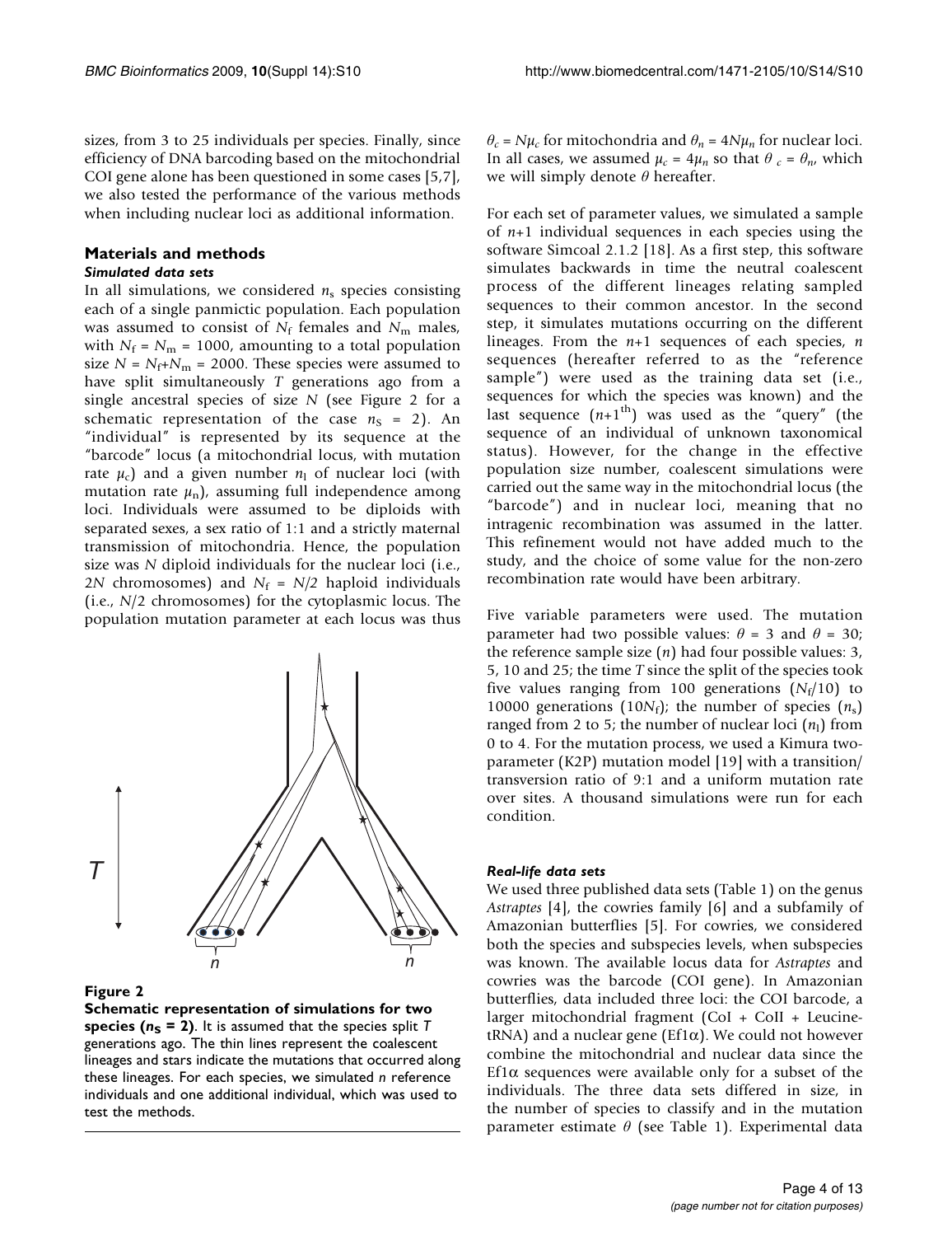sizes, from 3 to 25 individuals per species. Finally, since efficiency of DNA barcoding based on the mitochondrial COI gene alone has been questioned in some cases [5,7], we also tested the performance of the various methods when including nuclear loci as additional information.

## Materials and methods

### *Simulated data sets*

In all simulations, we considered $n_s$ species consisting each of a single panmictic population. Each population was assumed to consist of $N_f$ females and $N_m$ males, with $N_f = N_m = 1000$, amounting to a total population size $N = N_f + N_m = 2000$. These species were assumed to have split simultaneously $T$ generations ago from a single ancestral species of size $N$ (see Figure 2 for a schematic representation of the case $n_S = 2$). An "individual" is represented by its sequence at the "barcode" locus (a mitochondrial locus, with mutation rate $\mu_c$) and a given number $n_l$ of nuclear loci (with mutation rate $\mu_n$), assuming full independence among loci. Individuals were assumed to be diploids with separated sexes, a sex ratio of 1:1 and a strictly maternal transmission of mitochondria. Hence, the population size was $N$ diploid individuals for the nuclear loci (i.e., $2N$ chromosomes) and $N_f = N/2$ haploid individuals (i.e., $N/2$ chromosomes) for the cytoplasmic locus. The population mutation parameter at each locus was thus $\theta_c = N\mu_c$ for mitochondria and $\theta_n = 4N\mu_n$ for nuclear loci. In all cases, we assumed $\mu_c = 4\mu_n$ so that $\theta_c = \theta_n$, which we will simply denote $\theta$ hereafter.

**Figure 2**

**Schematic representation of simulations for two species ($n_S = 2$)**. It is assumed that the species split $T$ generations ago. The thin lines represent the coalescent lineages and stars indicate the mutations that occurred along these lineages. For each species, we simulated $n$ reference individuals and one additional individual, which was used to test the methods.

For each set of parameter values, we simulated a sample of $n$+1 individual sequences in each species using the software Simcoal 2.1.2 [18]. As a first step, this software simulates backwards in time the neutral coalescent process of the different lineages relating sampled sequences to their common ancestor. In the second step, it simulates mutations occurring on the different lineages. From the $n$+1 sequences of each species, $n$ sequences (hereafter referred to as the "reference sample") were used as the training data set (i.e., sequences for which the species was known) and the last sequence ($n+1^{th}$) was used as the "query" (the sequence of an individual of unknown taxonomical status). However, for the change in the effective population size number, coalescent simulations were carried out the same way in the mitochondrial locus (the "barcode") and in nuclear loci, meaning that no intragenic recombination was assumed in the latter. This refinement would not have added much to the study, and the choice of some value for the non-zero recombination rate would have been arbitrary.

Five variable parameters were used. The mutation parameter had two possible values: $\theta = 3$ and $\theta = 30$; the reference sample size ($n$) had four possible values: 3, 5, 10 and 25; the time $T$ since the split of the species took five values ranging from 100 generations ($N_f$/10) to 10000 generations ($10N_f$); the number of species ($n_s$) ranged from 2 to 5; the number of nuclear loci ($n_l$) from 0 to 4. For the mutation process, we used a Kimura two-parameter (K2P) mutation model [19] with a transition/transversion ratio of 9:1 and a uniform mutation rate over sites. A thousand simulations were run for each condition.

### *Real-life data sets*

We used three published data sets (Table 1) on the genus *Astraptes* [4], the cowries family [6] and a subfamily of Amazonian butterflies [5]. For cowries, we considered both the species and subspecies levels, when subspecies was known. The available locus data for *Astraptes* and cowries was the barcode (COI gene). In Amazonian butterflies, data included three loci: the COI barcode, a larger mitochondrial fragment (CoI + CoII + Leucine-tRNA) and a nuclear gene (Ef1α). We could not however combine the mitochondrial and nuclear data since the Ef1α sequences were available only for a subset of the individuals. The three data sets differed in size, in the number of species to classify and in the mutation parameter estimate $\theta$ (see Table 1). Experimental data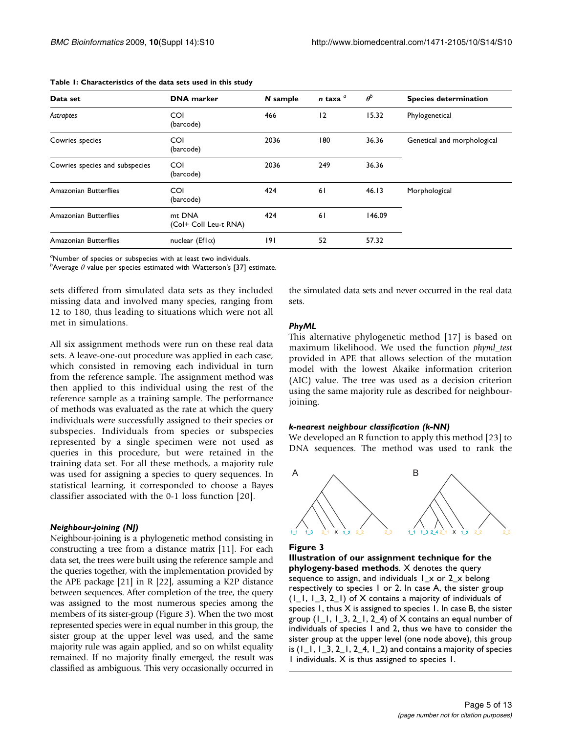**Table 1: Characteristics of the data sets used in this study**

| Data set | DNA marker | *N* sample | *n* taxa [a] | $\theta^b$ | Species determination |
|---|---|---|---|---|---|
| *Astraptes* | COI (barcode) | 466 | 12 | 15.32 | Phylogenetical |
| Cowries species | COI (barcode) | 2036 | 180 | 36.36 | Genetical and morphological |
| Cowries species and subspecies | COI (barcode) | 2036 | 249 | 36.36 | |
| Amazonian Butterflies | COI (barcode) | 424 | 61 | 46.13 | Morphological |
| Amazonian Butterflies | mt DNA (CoI+ CoII Leu-t RNA) | 424 | 61 | 146.09 | |
| Amazonian Butterflies | nuclear (Ef1$\alpha$) | 191 | 52 | 57.32 | |

[a]Number of species or subspecies with at least two individuals.
[b]Average $\theta$ value per species estimated with Watterson's [37] estimate.

sets differed from simulated data sets as they included missing data and involved many species, ranging from 12 to 180, thus leading to situations which were not all met in simulations.

All six assignment methods were run on these real data sets. A leave-one-out procedure was applied in each case, which consisted in removing each individual in turn from the reference sample. The assignment method was then applied to this individual using the rest of the reference sample as a training sample. The performance of methods was evaluated as the rate at which the query individuals were successfully assigned to their species or subspecies. Individuals from species or subspecies represented by a single specimen were not used as queries in this procedure, but were retained in the training data set. For all these methods, a majority rule was used for assigning a species to query sequences. In statistical learning, it corresponded to choose a Bayes classifier associated with the 0-1 loss function [20].

#### *Neighbour-joining (NJ)*

Neighbour-joining is a phylogenetic method consisting in constructing a tree from a distance matrix [11]. For each data set, the trees were built using the reference sample and the queries together, with the implementation provided by the APE package [21] in R [22], assuming a K2P distance between sequences. After completion of the tree, the query was assigned to the most numerous species among the members of its sister-group (Figure 3). When the two most represented species were in equal number in this group, the sister group at the upper level was used, and the same majority rule was again applied, and so on whilst equality remained. If no majority finally emerged, the result was classified as ambiguous. This very occasionally occurred in the simulated data sets and never occurred in the real data sets.

#### *PhyML*

This alternative phylogenetic method [17] is based on maximum likelihood. We used the function *phyml_test* provided in APE that allows selection of the mutation model with the lowest Akaike information criterion (AIC) value. The tree was used as a decision criterion using the same majority rule as described for neighbour-joining.

#### *k-nearest neighbour classification (k-NN)*

We developed an R function to apply this method [23] to DNA sequences. The method was used to rank the

**Figure 3**

**Illustration of our assignment technique for the phylogeny-based methods**. X denotes the query sequence to assign, and individuals 1_x or 2_x belong respectively to species 1 or 2. In case A, the sister group (1_1, 1_3, 2_1) of X contains a majority of individuals of species 1, thus X is assigned to species 1. In case B, the sister group (1_1, 1_3, 2_1, 2_4) of X contains an equal number of individuals of species 1 and 2, thus we have to consider the sister group at the upper level (one node above), this group is (1_1, 1_3, 2_1, 2_4, 1_2) and contains a majority of species 1 individuals. X is thus assigned to species 1.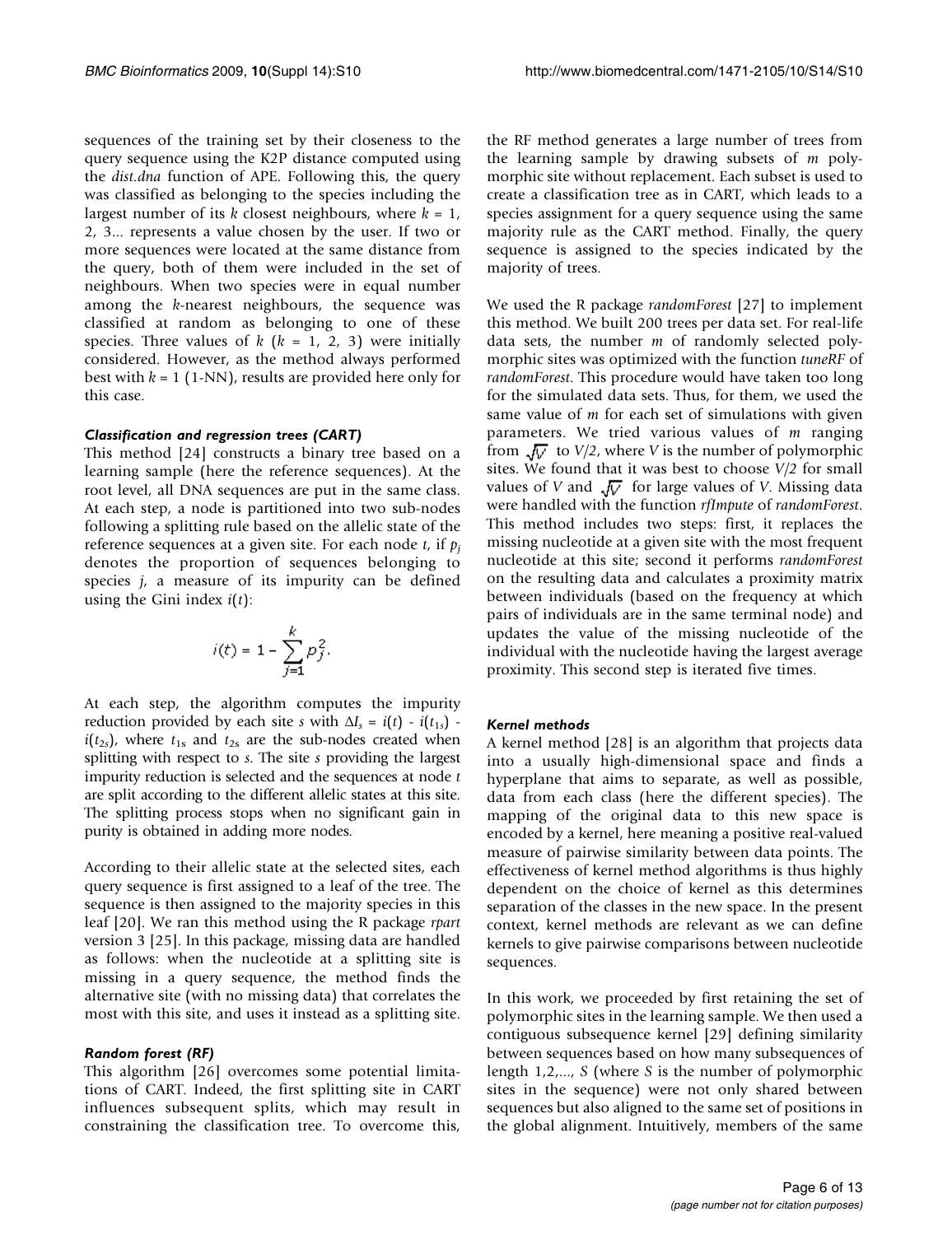sequences of the training set by their closeness to the query sequence using the K2P distance computed using the *dist.dna* function of APE. Following this, the query was classified as belonging to the species including the largest number of its $k$ closest neighbours, where $k = 1, 2, 3...$ represents a value chosen by the user. If two or more sequences were located at the same distance from the query, both of them were included in the set of neighbours. When two species were in equal number among the $k$-nearest neighbours, the sequence was classified at random as belonging to one of these species. Three values of $k$ ($k = 1, 2, 3$) were initially considered. However, as the method always performed best with $k = 1$ (1-NN), results are provided here only for this case.

#### *Classification and regression trees (CART)*

This method [24] constructs a binary tree based on a learning sample (here the reference sequences). At the root level, all DNA sequences are put in the same class. At each step, a node is partitioned into two sub-nodes following a splitting rule based on the allelic state of the reference sequences at a given site. For each node $t$, if $p_j$ denotes the proportion of sequences belonging to species $j$, a measure of its impurity can be defined using the Gini index $i(t)$:

$$i(t) = 1 - \sum_{j=1}^{k} p_j^2.$$

At each step, the algorithm computes the impurity reduction provided by each site $s$ with $\Delta I_s = i(t) - i(t_{1s}) - i(t_{2s})$, where $t_{1s}$ and $t_{2s}$ are the sub-nodes created when splitting with respect to $s$. The site $s$ providing the largest impurity reduction is selected and the sequences at node $t$ are split according to the different allelic states at this site. The splitting process stops when no significant gain in purity is obtained in adding more nodes.

According to their allelic state at the selected sites, each query sequence is first assigned to a leaf of the tree. The sequence is then assigned to the majority species in this leaf [20]. We ran this method using the R package *rpart* version 3 [25]. In this package, missing data are handled as follows: when the nucleotide at a splitting site is missing in a query sequence, the method finds the alternative site (with no missing data) that correlates the most with this site, and uses it instead as a splitting site.

#### *Random forest (RF)*

This algorithm [26] overcomes some potential limitations of CART. Indeed, the first splitting site in CART influences subsequent splits, which may result in constraining the classification tree. To overcome this, the RF method generates a large number of trees from the learning sample by drawing subsets of $m$ polymorphic site without replacement. Each subset is used to create a classification tree as in CART, which leads to a species assignment for a query sequence using the same majority rule as the CART method. Finally, the query sequence is assigned to the species indicated by the majority of trees.

We used the R package *randomForest* [27] to implement this method. We built 200 trees per data set. For real-life data sets, the number $m$ of randomly selected polymorphic sites was optimized with the function *tuneRF* of *randomForest*. This procedure would have taken too long for the simulated data sets. Thus, for them, we used the same value of $m$ for each set of simulations with given parameters. We tried various values of $m$ ranging from $\sqrt{V}$ to $V/2$, where $V$ is the number of polymorphic sites. We found that it was best to choose $V/2$ for small values of $V$ and $\sqrt{V}$ for large values of $V$. Missing data were handled with the function *rfImpute* of *randomForest*. This method includes two steps: first, it replaces the missing nucleotide at a given site with the most frequent nucleotide at this site; second it performs *randomForest* on the resulting data and calculates a proximity matrix between individuals (based on the frequency at which pairs of individuals are in the same terminal node) and updates the value of the missing nucleotide of the individual with the nucleotide having the largest average proximity. This second step is iterated five times.

#### *Kernel methods*

A kernel method [28] is an algorithm that projects data into a usually high-dimensional space and finds a hyperplane that aims to separate, as well as possible, data from each class (here the different species). The mapping of the original data to this new space is encoded by a kernel, here meaning a positive real-valued measure of pairwise similarity between data points. The effectiveness of kernel method algorithms is thus highly dependent on the choice of kernel as this determines separation of the classes in the new space. In the present context, kernel methods are relevant as we can define kernels to give pairwise comparisons between nucleotide sequences.

In this work, we proceeded by first retaining the set of polymorphic sites in the learning sample. We then used a contiguous subsequence kernel [29] defining similarity between sequences based on how many subsequences of length $1,2,..., S$ (where $S$ is the number of polymorphic sites in the sequence) were not only shared between sequences but also aligned to the same set of positions in the global alignment. Intuitively, members of the same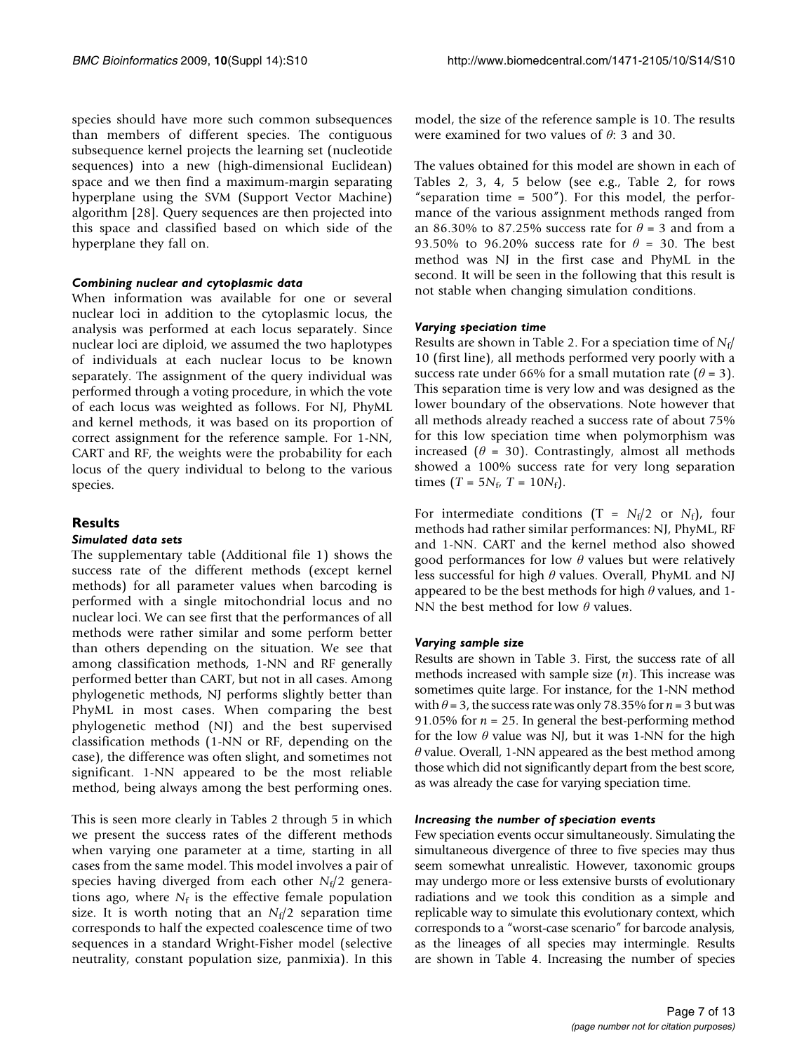species should have more such common subsequences than members of different species. The contiguous subsequence kernel projects the learning set (nucleotide sequences) into a new (high-dimensional Euclidean) space and we then find a maximum-margin separating hyperplane using the SVM (Support Vector Machine) algorithm [28]. Query sequences are then projected into this space and classified based on which side of the hyperplane they fall on.

#### *Combining nuclear and cytoplasmic data*

When information was available for one or several nuclear loci in addition to the cytoplasmic locus, the analysis was performed at each locus separately. Since nuclear loci are diploid, we assumed the two haplotypes of individuals at each nuclear locus to be known separately. The assignment of the query individual was performed through a voting procedure, in which the vote of each locus was weighted as follows. For NJ, PhyML and kernel methods, it was based on its proportion of correct assignment for the reference sample. For 1-NN, CART and RF, the weights were the probability for each locus of the query individual to belong to the various species.

## Results

#### *Simulated data sets*

The supplementary table (Additional file 1) shows the success rate of the different methods (except kernel methods) for all parameter values when barcoding is performed with a single mitochondrial locus and no nuclear loci. We can see first that the performances of all methods were rather similar and some perform better than others depending on the situation. We see that among classification methods, 1-NN and RF generally performed better than CART, but not in all cases. Among phylogenetic methods, NJ performs slightly better than PhyML in most cases. When comparing the best phylogenetic method (NJ) and the best supervised classification methods (1-NN or RF, depending on the case), the difference was often slight, and sometimes not significant. 1-NN appeared to be the most reliable method, being always among the best performing ones.

This is seen more clearly in Tables 2 through 5 in which we present the success rates of the different methods when varying one parameter at a time, starting in all cases from the same model. This model involves a pair of species having diverged from each other $N_f/2$ generations ago, where $N_f$ is the effective female population size. It is worth noting that an $N_f/2$ separation time corresponds to half the expected coalescence time of two sequences in a standard Wright-Fisher model (selective neutrality, constant population size, panmixia). In this model, the size of the reference sample is 10. The results were examined for two values of $\theta$: 3 and 30.

The values obtained for this model are shown in each of Tables 2, 3, 4, 5 below (see e.g., Table 2, for rows "separation time = 500"). For this model, the performance of the various assignment methods ranged from an 86.30% to 87.25% success rate for $\theta = 3$ and from a 93.50% to 96.20% success rate for $\theta = 30$. The best method was NJ in the first case and PhyML in the second. It will be seen in the following that this result is not stable when changing simulation conditions.

#### *Varying speciation time*

Results are shown in Table 2. For a speciation time of $N_f/10$ (first line), all methods performed very poorly with a success rate under 66% for a small mutation rate ($\theta = 3$). This separation time is very low and was designed as the lower boundary of the observations. Note however that all methods already reached a success rate of about 75% for this low speciation time when polymorphism was increased ($\theta = 30$). Contrastingly, almost all methods showed a 100% success rate for very long separation times ($T = 5N_f$, $T = 10N_f$).

For intermediate conditions ($T = N_f/2$ or $N_f$), four methods had rather similar performances: NJ, PhyML, RF and 1-NN. CART and the kernel method also showed good performances for low $\theta$ values but were relatively less successful for high $\theta$ values. Overall, PhyML and NJ appeared to be the best methods for high $\theta$ values, and 1-NN the best method for low $\theta$ values.

#### *Varying sample size*

Results are shown in Table 3. First, the success rate of all methods increased with sample size ($n$). This increase was sometimes quite large. For instance, for the 1-NN method with $\theta = 3$, the success rate was only 78.35% for $n = 3$ but was 91.05% for $n = 25$. In general the best-performing method for the low $\theta$ value was NJ, but it was 1-NN for the high $\theta$ value. Overall, 1-NN appeared as the best method among those which did not significantly depart from the best score, as was already the case for varying speciation time.

#### *Increasing the number of speciation events*

Few speciation events occur simultaneously. Simulating the simultaneous divergence of three to five species may thus seem somewhat unrealistic. However, taxonomic groups may undergo more or less extensive bursts of evolutionary radiations and we took this condition as a simple and replicable way to simulate this evolutionary context, which corresponds to a "worst-case scenario" for barcode analysis, as the lineages of all species may intermingle. Results are shown in Table 4. Increasing the number of species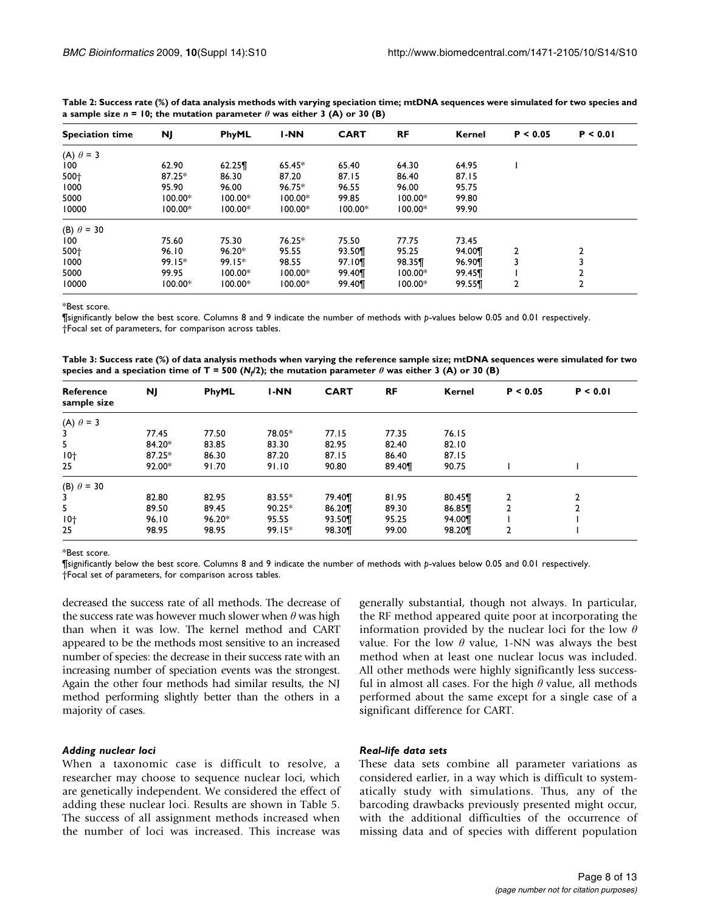**Table 2: Success rate (%) of data analysis methods with varying speciation time; mtDNA sequences were simulated for two species and a sample size $n$ = 10; the mutation parameter $\theta$ was either 3 (A) or 30 (B)**

| Speciation time | NJ | PhyML | 1-NN | CART | RF | Kernel | P < 0.05 | P < 0.01 |
|---|---|---|---|---|---|---|---|---|
| (A) $\theta$ = 3 | | | | | | | | |
| 100 | 62.90 | 62.25¶ | 65.45* | 65.40 | 64.30 | 64.95 | 1 | |
| 500† | 87.25* | 86.30 | 87.20 | 87.15 | 86.40 | 87.15 | | |
| 1000 | 95.90 | 96.00 | 96.75* | 96.55 | 96.00 | 95.75 | | |
| 5000 | 100.00* | 100.00* | 100.00* | 99.85 | 100.00* | 99.80 | | |
| 10000 | 100.00* | 100.00* | 100.00* | 100.00* | 100.00* | 99.90 | | |
| (B) $\theta$ = 30 | | | | | | | | |
| 100 | 75.60 | 75.30 | 76.25* | 75.50 | 77.75 | 73.45 | | |
| 500† | 96.10 | 96.20* | 95.55 | 93.50¶ | 95.25 | 94.00¶ | 2 | 2 |
| 1000 | 99.15* | 99.15* | 98.55 | 97.10¶ | 98.35¶ | 96.90¶ | 3 | 3 |
| 5000 | 99.95 | 100.00* | 100.00* | 99.40¶ | 100.00* | 99.45¶ | 1 | 2 |
| 10000 | 100.00* | 100.00* | 100.00* | 99.40¶ | 100.00* | 99.55¶ | 2 | 2 |

*Best score.

¶significantly below the best score. Columns 8 and 9 indicate the number of methods with $p$-values below 0.05 and 0.01 respectively.

†Focal set of parameters, for comparison across tables.

**Table 3: Success rate (%) of data analysis methods when varying the reference sample size; mtDNA sequences were simulated for two species and a speciation time of T = 500 ($N_f$/2); the mutation parameter $\theta$ was either 3 (A) or 30 (B)**

| Reference sample size | NJ | PhyML | 1-NN | CART | RF | Kernel | P < 0.05 | P < 0.01 |
|---|---|---|---|---|---|---|---|---|
| (A) $\theta$ = 3 | | | | | | | | |
| 3 | 77.45 | 77.50 | 78.05* | 77.15 | 77.35 | 76.15 | | |
| 5 | 84.20* | 83.85 | 83.30 | 82.95 | 82.40 | 82.10 | | |
| 10† | 87.25* | 86.30 | 87.20 | 87.15 | 86.40 | 87.15 | | |
| 25 | 92.00* | 91.70 | 91.10 | 90.80 | 89.40¶ | 90.75 | 1 | 1 |
| (B) $\theta$ = 30 | | | | | | | | |
| 3 | 82.80 | 82.95 | 83.55* | 79.40¶ | 81.95 | 80.45¶ | 2 | 2 |
| 5 | 89.50 | 89.45 | 90.25* | 86.20¶ | 89.30 | 86.85¶ | 2 | 2 |
| 10† | 96.10 | 96.20* | 95.55 | 93.50¶ | 95.25 | 94.00¶ | 1 | 1 |
| 25 | 98.95 | 98.95 | 99.15* | 98.30¶ | 99.00 | 98.20¶ | 2 | 1 |

*Best score.

¶significantly below the best score. Columns 8 and 9 indicate the number of methods with $p$-values below 0.05 and 0.01 respectively.

†Focal set of parameters, for comparison across tables.

decreased the success rate of all methods. The decrease of the success rate was however much slower when $\theta$ was high than when it was low. The kernel method and CART appeared to be the methods most sensitive to an increased number of species: the decrease in their success rate with an increasing number of speciation events was the strongest. Again the other four methods had similar results, the NJ method performing slightly better than the others in a majority of cases.

### *Adding nuclear loci*

When a taxonomic case is difficult to resolve, a researcher may choose to sequence nuclear loci, which are genetically independent. We considered the effect of adding these nuclear loci. Results are shown in Table 5. The success of all assignment methods increased when the number of loci was increased. This increase was generally substantial, though not always. In particular, the RF method appeared quite poor at incorporating the information provided by the nuclear loci for the low $\theta$ value. For the low $\theta$ value, 1-NN was always the best method when at least one nuclear locus was included. All other methods were highly significantly less successful in almost all cases. For the high $\theta$ value, all methods performed about the same except for a single case of a significant difference for CART.

### *Real-life data sets*

These data sets combine all parameter variations as considered earlier, in a way which is difficult to systematically study with simulations. Thus, any of the barcoding drawbacks previously presented might occur, with the additional difficulties of the occurrence of missing data and of species with different population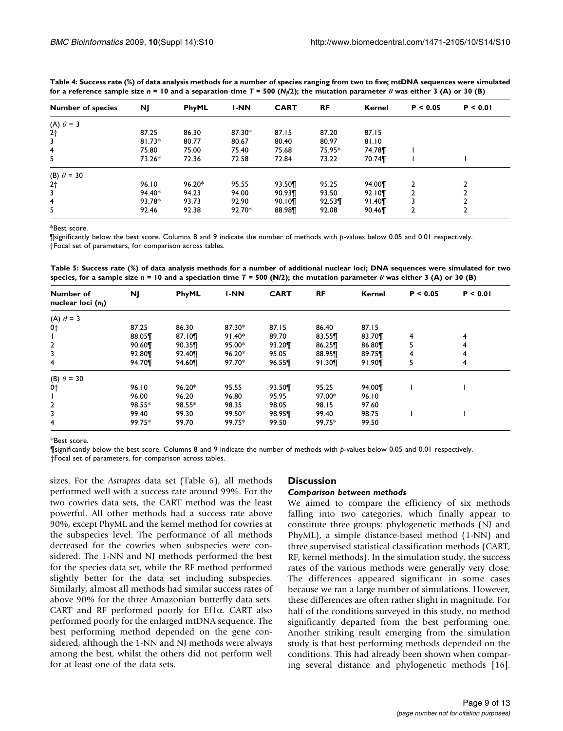**Table 4: Success rate (%) of data analysis methods for a number of species ranging from two to five; mtDNA sequences were simulated for a reference sample size $n = 10$ and a separation time $T = 500$ ($N_f/2$); the mutation parameter $\theta$ was either 3 (A) or 30 (B)**

| Number of species | NJ | PhyML | 1-NN | CART | RF | Kernel | P < 0.05 | P < 0.01 |
|---|---|---|---|---|---|---|---|---|
| (A) $\theta = 3$ | | | | | | | | |
| 2† | 87.25 | 86.30 | 87.30* | 87.15 | 87.20 | 87.15 | | |
| 3 | 81.73* | 80.77 | 80.67 | 80.40 | 80.97 | 81.10 | | |
| 4 | 75.80 | 75.00 | 75.40 | 75.68 | 75.95* | 74.78¶ | 1 | |
| 5 | 73.26* | 72.36 | 72.58 | 72.84 | 73.22 | 70.74¶ | 1 | 1 |
| (B) $\theta = 30$ | | | | | | | | |
| 2† | 96.10 | 96.20* | 95.55 | 93.50¶ | 95.25 | 94.00¶ | 2 | 2 |
| 3 | 94.40* | 94.23 | 94.00 | 90.93¶ | 93.50 | 92.10¶ | 2 | 2 |
| 4 | 93.78* | 93.73 | 92.90 | 90.10¶ | 92.53¶ | 91.40¶ | 3 | 2 |
| 5 | 92.46 | 92.38 | 92.70* | 88.98¶ | 92.08 | 90.46¶ | 2 | 2 |

*Best score.

¶significantly below the best score. Columns 8 and 9 indicate the number of methods with p-values below 0.05 and 0.01 respectively.

†Focal set of parameters, for comparison across tables.

**Table 5: Success rate (%) of data analysis methods for a number of additional nuclear loci; DNA sequences were simulated for two species, for a sample size $n = 10$ and a speciation time $T = 500$ (N/2); the mutation parameter $\theta$ was either 3 (A) or 30 (B)**

| Number of nuclear loci ($n_l$) | NJ | PhyML | 1-NN | CART | RF | Kernel | P < 0.05 | P < 0.01 |
|---|---|---|---|---|---|---|---|---|
| (A) $\theta = 3$ | | | | | | | | |
| 0† | 87.25 | 86.30 | 87.30* | 87.15 | 86.40 | 87.15 | | |
| 1 | 88.05¶ | 87.10¶ | 91.40* | 89.70 | 83.55¶ | 83.70¶ | 4 | 4 |
| 2 | 90.60¶ | 90.35¶ | 95.00* | 93.20¶ | 86.25¶ | 86.80¶ | 5 | 4 |
| 3 | 92.80¶ | 92.40¶ | 96.20* | 95.05 | 88.95¶ | 89.75¶ | 4 | 4 |
| 4 | 94.70¶ | 94.60¶ | 97.70* | 96.55¶ | 91.30¶ | 91.90¶ | 5 | 4 |
| (B) $\theta = 30$ | | | | | | | | |
| 0† | 96.10 | 96.20* | 95.55 | 93.50¶ | 95.25 | 94.00¶ | 1 | 1 |
| 1 | 96.00 | 96.20 | 96.80 | 95.95 | 97.00* | 96.10 | | |
| 2 | 98.55* | 98.55* | 98.35 | 98.05 | 98.15 | 97.60 | | |
| 3 | 99.40 | 99.30 | 99.50* | 98.95¶ | 99.40 | 98.75 | 1 | 1 |
| 4 | 99.75* | 99.70 | 99.75* | 99.50 | 99.75* | 99.50 | | |

*Best score.

¶significantly below the best score. Columns 8 and 9 indicate the number of methods with p-values below 0.05 and 0.01 respectively.

†Focal set of parameters, for comparison across tables.

sizes. For the *Astraptes* data set (Table 6), all methods performed well with a success rate around 99%. For the two cowries data sets, the CART method was the least powerful. All other methods had a success rate above 90%, except PhyML and the kernel method for cowries at the subspecies level. The performance of all methods decreased for the cowries when subspecies were considered. The 1-NN and NJ methods performed the best for the species data set, while the RF method performed slightly better for the data set including subspecies. Similarly, almost all methods had similar success rates of above 90% for the three Amazonian butterfly data sets. CART and RF performed poorly for Ef1α. CART also performed poorly for the enlarged mtDNA sequence. The best performing method depended on the gene considered, although the 1-NN and NJ methods were always among the best, whilst the others did not perform well for at least one of the data sets.

## Discussion

### Comparison between methods

We aimed to compare the efficiency of six methods falling into two categories, which finally appear to constitute three groups: phylogenetic methods (NJ and PhyML), a simple distance-based method (1-NN) and three supervised statistical classification methods (CART, RF, kernel methods). In the simulation study, the success rates of the various methods were generally very close. The differences appeared significant in some cases because we ran a large number of simulations. However, these differences are often rather slight in magnitude. For half of the conditions surveyed in this study, no method significantly departed from the best performing one. Another striking result emerging from the simulation study is that best performing methods depended on the conditions. This had already been shown when comparing several distance and phylogenetic methods [16].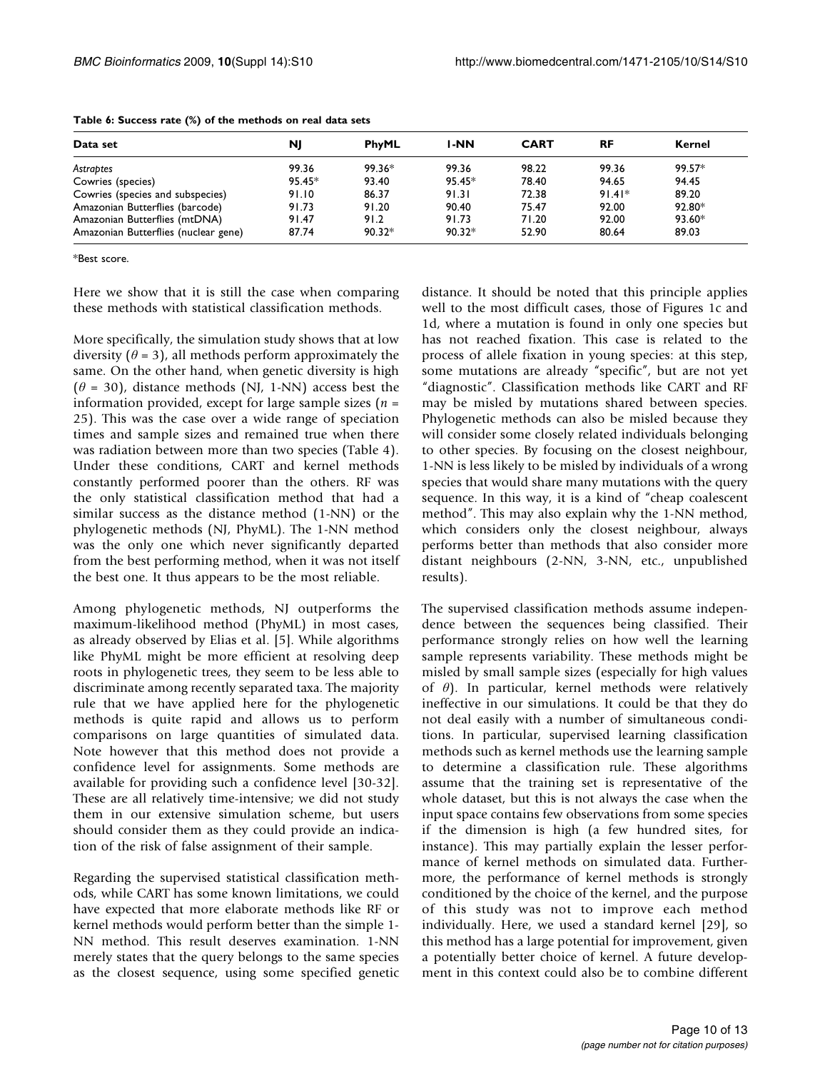**Table 6: Success rate (%) of the methods on real data sets**

| Data set | NJ | PhyML | 1-NN | CART | RF | Kernel |
| --- | --- | --- | --- | --- | --- | --- |
| *Astraptes* | 99.36 | 99.36* | 99.36 | 98.22 | 99.36 | 99.57* |
| Cowries (species) | 95.45* | 93.40 | 95.45* | 78.40 | 94.65 | 94.45 |
| Cowries (species and subspecies) | 91.10 | 86.37 | 91.31 | 72.38 | 91.41* | 89.20 |
| Amazonian Butterflies (barcode) | 91.73 | 91.20 | 90.40 | 75.47 | 92.00 | 92.80* |
| Amazonian Butterflies (mtDNA) | 91.47 | 91.2 | 91.73 | 71.20 | 92.00 | 93.60* |
| Amazonian Butterflies (nuclear gene) | 87.74 | 90.32* | 90.32* | 52.90 | 80.64 | 89.03 |

*Best score.

Here we show that it is still the case when comparing these methods with statistical classification methods.

More specifically, the simulation study shows that at low diversity ($\theta = 3$), all methods perform approximately the same. On the other hand, when genetic diversity is high ($\theta = 30$), distance methods (NJ, 1-NN) access best the information provided, except for large sample sizes ($n = 25$). This was the case over a wide range of speciation times and sample sizes and remained true when there was radiation between more than two species (Table 4). Under these conditions, CART and kernel methods constantly performed poorer than the others. RF was the only statistical classification method that had a similar success as the distance method (1-NN) or the phylogenetic methods (NJ, PhyML). The 1-NN method was the only one which never significantly departed from the best performing method, when it was not itself the best one. It thus appears to be the most reliable.

Among phylogenetic methods, NJ outperforms the maximum-likelihood method (PhyML) in most cases, as already observed by Elias et al. [5]. While algorithms like PhyML might be more efficient at resolving deep roots in phylogenetic trees, they seem to be less able to discriminate among recently separated taxa. The majority rule that we have applied here for the phylogenetic methods is quite rapid and allows us to perform comparisons on large quantities of simulated data. Note however that this method does not provide a confidence level for assignments. Some methods are available for providing such a confidence level [30-32]. These are all relatively time-intensive; we did not study them in our extensive simulation scheme, but users should consider them as they could provide an indication of the risk of false assignment of their sample.

Regarding the supervised statistical classification methods, while CART has some known limitations, we could have expected that more elaborate methods like RF or kernel methods would perform better than the simple 1-NN method. This result deserves examination. 1-NN merely states that the query belongs to the same species as the closest sequence, using some specified genetic distance. It should be noted that this principle applies well to the most difficult cases, those of Figures 1c and 1d, where a mutation is found in only one species but has not reached fixation. This case is related to the process of allele fixation in young species: at this step, some mutations are already "specific", but are not yet "diagnostic". Classification methods like CART and RF may be misled by mutations shared between species. Phylogenetic methods can also be misled because they will consider some closely related individuals belonging to other species. By focusing on the closest neighbour, 1-NN is less likely to be misled by individuals of a wrong species that would share many mutations with the query sequence. In this way, it is a kind of "cheap coalescent method". This may also explain why the 1-NN method, which considers only the closest neighbour, always performs better than methods that also consider more distant neighbours (2-NN, 3-NN, etc., unpublished results).

The supervised classification methods assume independence between the sequences being classified. Their performance strongly relies on how well the learning sample represents variability. These methods might be misled by small sample sizes (especially for high values of $\theta$). In particular, kernel methods were relatively ineffective in our simulations. It could be that they do not deal easily with a number of simultaneous conditions. In particular, supervised learning classification methods such as kernel methods use the learning sample to determine a classification rule. These algorithms assume that the training set is representative of the whole dataset, but this is not always the case when the input space contains few observations from some species if the dimension is high (a few hundred sites, for instance). This may partially explain the lesser performance of kernel methods on simulated data. Furthermore, the performance of kernel methods is strongly conditioned by the choice of the kernel, and the purpose of this study was not to improve each method individually. Here, we used a standard kernel [29], so this method has a large potential for improvement, given a potentially better choice of kernel. A future development in this context could also be to combine different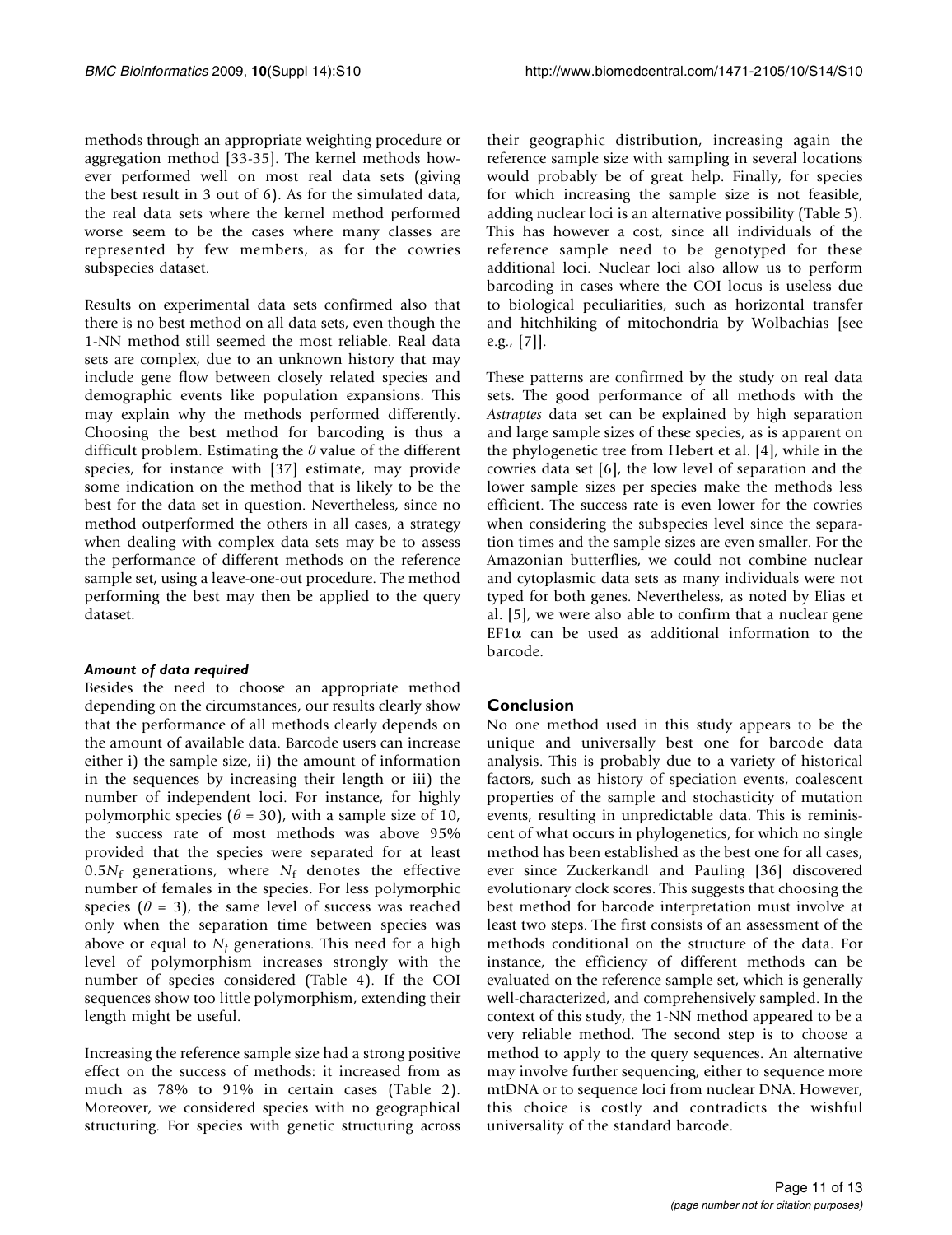methods through an appropriate weighting procedure or aggregation method [33-35]. The kernel methods however performed well on most real data sets (giving the best result in 3 out of 6). As for the simulated data, the real data sets where the kernel method performed worse seem to be the cases where many classes are represented by few members, as for the cowries subspecies dataset.

Results on experimental data sets confirmed also that there is no best method on all data sets, even though the 1-NN method still seemed the most reliable. Real data sets are complex, due to an unknown history that may include gene flow between closely related species and demographic events like population expansions. This may explain why the methods performed differently. Choosing the best method for barcoding is thus a difficult problem. Estimating the $\theta$ value of the different species, for instance with [37] estimate, may provide some indication on the method that is likely to be the best for the data set in question. Nevertheless, since no method outperformed the others in all cases, a strategy when dealing with complex data sets may be to assess the performance of different methods on the reference sample set, using a leave-one-out procedure. The method performing the best may then be applied to the query dataset.

#### *Amount of data required*

Besides the need to choose an appropriate method depending on the circumstances, our results clearly show that the performance of all methods clearly depends on the amount of available data. Barcode users can increase either i) the sample size, ii) the amount of information in the sequences by increasing their length or iii) the number of independent loci. For instance, for highly polymorphic species ($\theta = 30$), with a sample size of 10, the success rate of most methods was above 95% provided that the species were separated for at least $0.5N_f$ generations, where $N_f$ denotes the effective number of females in the species. For less polymorphic species ($\theta = 3$), the same level of success was reached only when the separation time between species was above or equal to $N_f$ generations. This need for a high level of polymorphism increases strongly with the number of species considered (Table 4). If the COI sequences show too little polymorphism, extending their length might be useful.

Increasing the reference sample size had a strong positive effect on the success of methods: it increased from as much as 78% to 91% in certain cases (Table 2). Moreover, we considered species with no geographical structuring. For species with genetic structuring across their geographic distribution, increasing again the reference sample size with sampling in several locations would probably be of great help. Finally, for species for which increasing the sample size is not feasible, adding nuclear loci is an alternative possibility (Table 5). This has however a cost, since all individuals of the reference sample need to be genotyped for these additional loci. Nuclear loci also allow us to perform barcoding in cases where the COI locus is useless due to biological peculiarities, such as horizontal transfer and hitchhiking of mitochondria by Wolbachias [see e.g., [7]].

These patterns are confirmed by the study on real data sets. The good performance of all methods with the *Astraptes* data set can be explained by high separation and large sample sizes of these species, as is apparent on the phylogenetic tree from Hebert et al. [4], while in the cowries data set [6], the low level of separation and the lower sample sizes per species make the methods less efficient. The success rate is even lower for the cowries when considering the subspecies level since the separation times and the sample sizes are even smaller. For the Amazonian butterflies, we could not combine nuclear and cytoplasmic data sets as many individuals were not typed for both genes. Nevertheless, as noted by Elias et al. [5], we were also able to confirm that a nuclear gene EF1$\alpha$ can be used as additional information to the barcode.

## Conclusion

No one method used in this study appears to be the unique and universally best one for barcode data analysis. This is probably due to a variety of historical factors, such as history of speciation events, coalescent properties of the sample and stochasticity of mutation events, resulting in unpredictable data. This is reminiscent of what occurs in phylogenetics, for which no single method has been established as the best one for all cases, ever since Zuckerkandl and Pauling [36] discovered evolutionary clock scores. This suggests that choosing the best method for barcode interpretation must involve at least two steps. The first consists of an assessment of the methods conditional on the structure of the data. For instance, the efficiency of different methods can be evaluated on the reference sample set, which is generally well-characterized, and comprehensively sampled. In the context of this study, the 1-NN method appeared to be a very reliable method. The second step is to choose a method to apply to the query sequences. An alternative may involve further sequencing, either to sequence more mtDNA or to sequence loci from nuclear DNA. However, this choice is costly and contradicts the wishful universality of the standard barcode.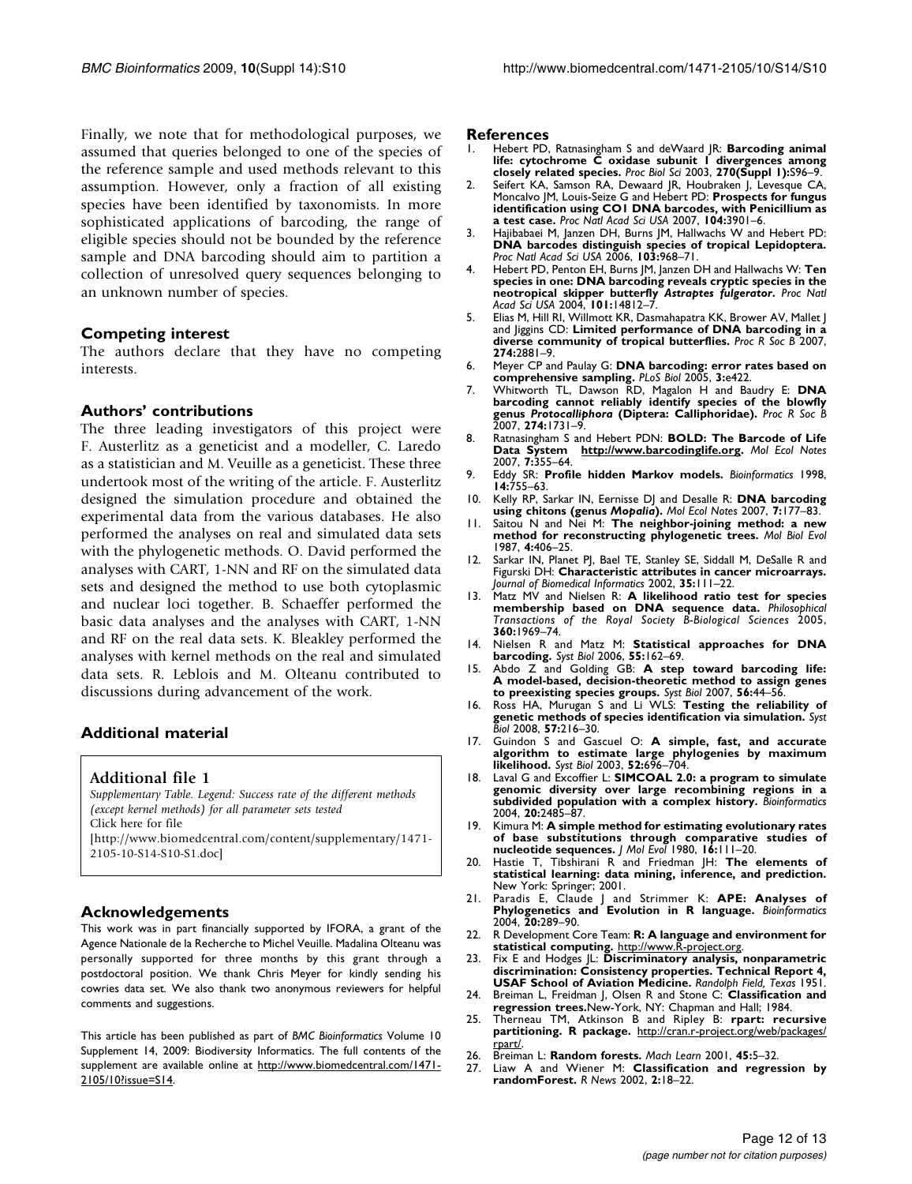Finally, we note that for methodological purposes, we assumed that queries belonged to one of the species of the reference sample and used methods relevant to this assumption. However, only a fraction of all existing species have been identified by taxonomists. In more sophisticated applications of barcoding, the range of eligible species should not be bounded by the reference sample and DNA barcoding should aim to partition a collection of unresolved query sequences belonging to an unknown number of species.

## Competing interest

The authors declare that they have no competing interests.

## Authors' contributions

The three leading investigators of this project were F. Austerlitz as a geneticist and a modeller, C. Laredo as a statistician and M. Veuille as a geneticist. These three undertook most of the writing of the article. F. Austerlitz designed the simulation procedure and obtained the experimental data from the various databases. He also performed the analyses on real and simulated data sets with the phylogenetic methods. O. David performed the analyses with CART, 1-NN and RF on the simulated data sets and designed the method to use both cytoplasmic and nuclear loci together. B. Schaeffer performed the basic data analyses and the analyses with CART, 1-NN and RF on the real data sets. K. Bleakley performed the analyses with kernel methods on the real and simulated data sets. R. Leblois and M. Olteanu contributed to discussions during advancement of the work.

## Additional material

**Additional file 1**

*Supplementary Table. Legend: Success rate of the different methods (except kernel methods) for all parameter sets tested*
Click here for file
[http://www.biomedcentral.com/content/supplementary/1471-2105-10-S14-S10-S1.doc]

## Acknowledgements

This work was in part financially supported by IFORA, a grant of the Agence Nationale de la Recherche to Michel Veuille. Madalina Olteanu was personally supported for three months by this grant through a postdoctoral position. We thank Chris Meyer for kindly sending his cowries data set. We also thank two anonymous reviewers for helpful comments and suggestions.

This article has been published as part of *BMC Bioinformatics* Volume 10 Supplement 14, 2009: Biodiversity Informatics. The full contents of the supplement are available online at http://www.biomedcentral.com/1471-2105/10?issue=S14.

## References

1. Hebert PD, Ratnasingham S and deWaard JR: **Barcoding animal life: cytochrome C oxidase subunit 1 divergences among closely related species.** *Proc Biol Sci* 2003, **270(Suppl 1):**S96–9.
2. Seifert KA, Samson RA, Dewaard JR, Houbraken J, Levesque CA, Moncalvo JM, Louis-Seize G and Hebert PD: **Prospects for fungus identification using CO1 DNA barcodes, with Penicillium as a test case.** *Proc Natl Acad Sci USA* 2007, **104:**3901–6.
3. Hajibabaei M, Janzen DH, Burns JM, Hallwachs W and Hebert PD: **DNA barcodes distinguish species of tropical Lepidoptera.** *Proc Natl Acad Sci USA* 2006, **103:**968–71.
4. Hebert PD, Penton EH, Burns JM, Janzen DH and Hallwachs W: **Ten species in one: DNA barcoding reveals cryptic species in the neotropical skipper butterfly *Astraptes fulgerator*.** *Proc Natl Acad Sci USA* 2004, **101:**14812–7.
5. Elias M, Hill RI, Willmott KR, Dasmahapatra KK, Brower AV, Mallet J and Jiggins CD: **Limited performance of DNA barcoding in a diverse community of tropical butterflies.** *Proc R Soc B* 2007, **274:**2881–9.
6. Meyer CP and Paulay G: **DNA barcoding: error rates based on comprehensive sampling.** *PLoS Biol* 2005, **3:**e422.
7. Whitworth TL, Dawson RD, Magalon H and Baudry E: **DNA barcoding cannot reliably identify species of the blowfly genus *Protocalliphora* (Diptera: Calliphoridae).** *Proc R Soc B* 2007, **274:**1731–9.
8. Ratnasingham S and Hebert PDN: **BOLD: The Barcode of Life Data System http://www.barcodinglife.org.** *Mol Ecol Notes* 2007, **7:**355–64.
9. Eddy SR: **Profile hidden Markov models.** *Bioinformatics* 1998, **14:**755–63.
10. Kelly RP, Sarkar IN, Eernisse DJ and Desalle R: **DNA barcoding using chitons (genus *Mopalia*).** *Mol Ecol Notes* 2007, **7:**177–83.
11. Saitou N and Nei M: **The neighbor-joining method: a new method for reconstructing phylogenetic trees.** *Mol Biol Evol* 1987, **4:**406–25.
12. Sarkar IN, Planet PJ, Bael TE, Stanley SE, Siddall M, DeSalle R and Figurski DH: **Characteristic attributes in cancer microarrays.** *Journal of Biomedical Informatics* 2002, **35:**111–22.
13. Matz MV and Nielsen R: **A likelihood ratio test for species membership based on DNA sequence data.** *Philosophical Transactions of the Royal Society B-Biological Sciences* 2005, **360:**1969–74.
14. Nielsen R and Matz M: **Statistical approaches for DNA barcoding.** *Syst Biol* 2006, **55:**162–69.
15. Abdo Z and Golding GB: **A step toward barcoding life: A model-based, decision-theoretic method to assign genes to preexisting species groups.** *Syst Biol* 2007, **56:**44–56.
16. Ross HA, Murugan S and Li WLS: **Testing the reliability of genetic methods of species identification via simulation.** *Syst Biol* 2008, **57:**216–30.
17. Guindon S and Gascuel O: **A simple, fast, and accurate algorithm to estimate large phylogenies by maximum likelihood.** *Syst Biol* 2003, **52:**696–704.
18. Laval G and Excoffier L: **SIMCOAL 2.0: a program to simulate genomic diversity over large recombining regions in a subdivided population with a complex history.** *Bioinformatics* 2004, **20:**2485–87.
19. Kimura M: **A simple method for estimating evolutionary rates of base substitutions through comparative studies of nucleotide sequences.** *J Mol Evol* 1980, **16:**111–20.
20. Hastie T, Tibshirani R and Friedman JH: **The elements of statistical learning: data mining, inference, and prediction.** New York: Springer; 2001.
21. Paradis E, Claude J and Strimmer K: **APE: Analyses of Phylogenetics and Evolution in R language.** *Bioinformatics* 2004, **20:**289–90.
22. R Development Core Team: **R: A language and environment for statistical computing.** http://www.R-project.org.
23. Fix E and Hodges JL: **Discriminatory analysis, nonparametric discrimination: Consistency properties. Technical Report 4, USAF School of Aviation Medicine.** *Randolph Field, Texas* 1951.
24. Breiman L, Freidman J, Olsen R and Stone C: **Classification and regression trees.** New-York, NY: Chapman and Hall; 1984.
25. Therneau TM, Atkinson B and Ripley B: **rpart: recursive partitioning. R package.** http://cran.r-project.org/web/packages/rpart/.
26. Breiman L: **Random forests.** *Mach Learn* 2001, **45:**5–32.
27. Liaw A and Wiener M: **Classification and regression by randomForest.** *R News* 2002, **2:**18–22.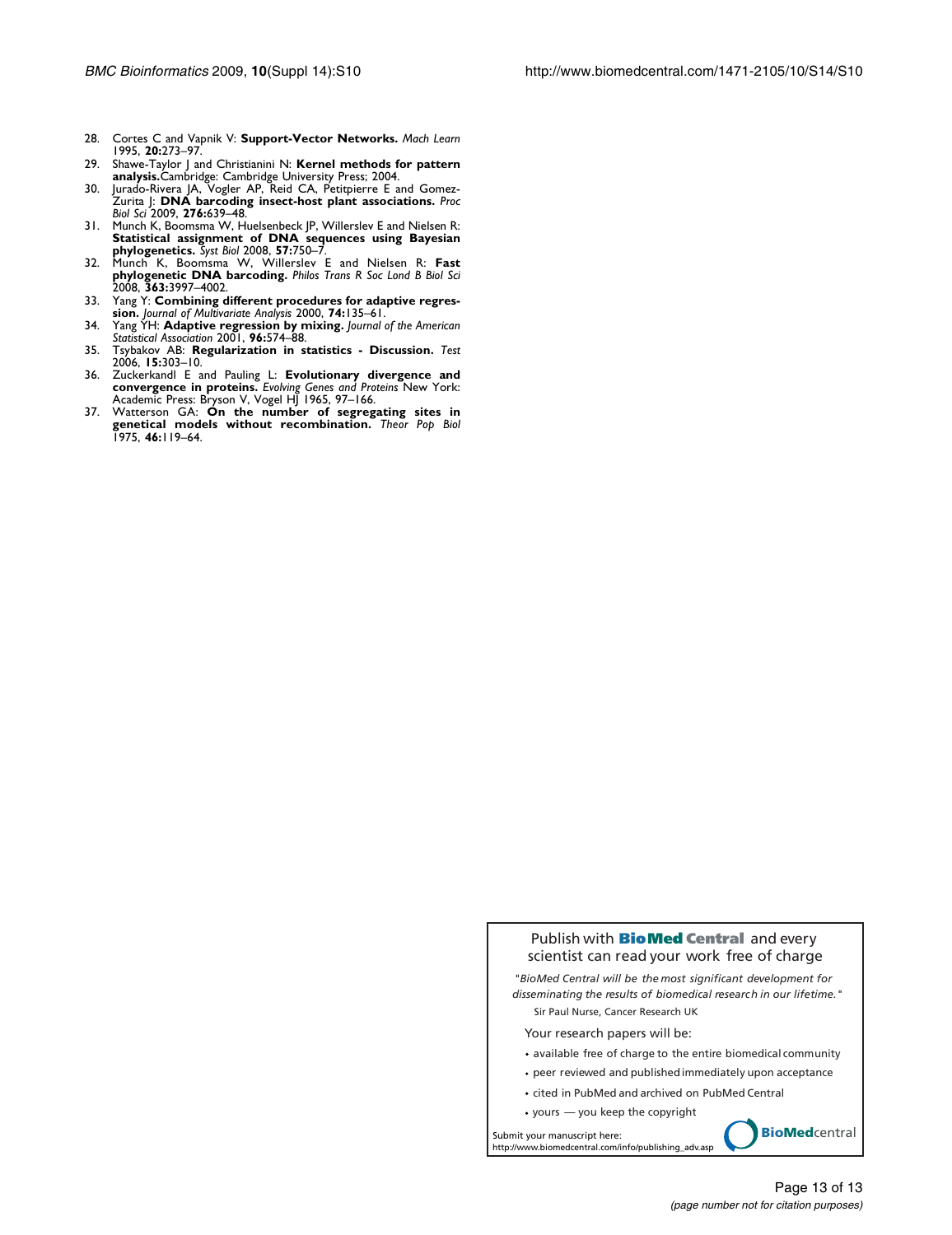28. Cortes C and Vapnik V: **Support-Vector Networks.** *Mach Learn* 1995, **20:**273–97.
29. Shawe-Taylor J and Christianini N: **Kernel methods for pattern analysis.**Cambridge: Cambridge University Press; 2004.
30. Jurado-Rivera JA, Vogler AP, Reid CA, Petitpierre E and Gomez-Zurita J: **DNA barcoding insect-host plant associations.** *Proc Biol Sci* 2009, **276:**639–48.
31. Munch K, Boomsma W, Huelsenbeck JP, Willerslev E and Nielsen R: **Statistical assignment of DNA sequences using Bayesian phylogenetics.** *Syst Biol* 2008, **57:**750–7.
32. Munch K, Boomsma W, Willerslev E and Nielsen R: **Fast phylogenetic DNA barcoding.** *Philos Trans R Soc Lond B Biol Sci* 2008, **363:**3997–4002.
33. Yang Y: **Combining different procedures for adaptive regression.** *Journal of Multivariate Analysis* 2000, **74:**135–61.
34. Yang YH: **Adaptive regression by mixing.** *Journal of the American Statistical Association* 2001, **96:**574–88.
35. Tsybakov AB: **Regularization in statistics - Discussion.** *Test* 2006, **15:**303–10.
36. Zuckerkandl E and Pauling L: **Evolutionary divergence and convergence in proteins.** *Evolving Genes and Proteins* New York: Academic Press: Bryson V, Vogel HJ 1965, 97–166.
37. Watterson GA: **On the number of segregating sites in genetical models without recombination.** *Theor Pop Biol* 1975, **46:**119–64.

Publish with **BioMed Central** and every scientist can read your work free of charge

*"BioMed Central will be the most significant development for disseminating the results of biomedical research in our lifetime."*

Sir Paul Nurse, Cancer Research UK

Your research papers will be:

- available free of charge to the entire biomedical community
- peer reviewed and published immediately upon acceptance
- cited in PubMed and archived on PubMed Central
- yours — you keep the copyright

Submit your manuscript here:
http://www.biomedcentral.com/info/publishing_adv.asp

**BioMed**central